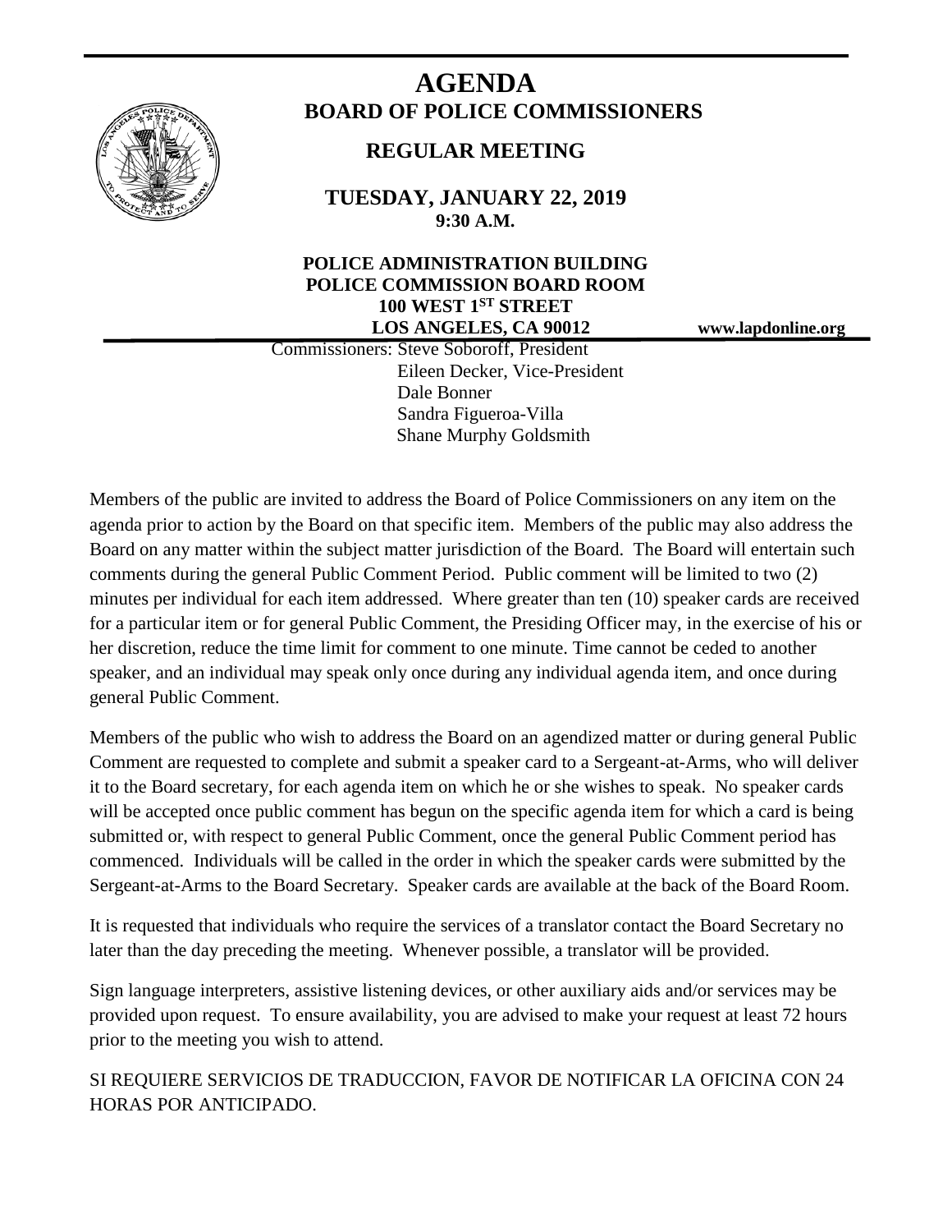# AGENDA

## BOARD OF POLICE COMMISSIONERS

### REGULAR MEETING

**TUESDAY, JANUARY 22, 2019**
**9:30 A.M.**

**POLICE ADMINISTRATION BUILDING**
**POLICE COMMISSION BOARD ROOM**
**100 WEST 1ST STREET**
**LOS ANGELES, CA 90012**

**www.lapdonline.org**

Commissioners: Steve Soboroff, President
Eileen Decker, Vice-President
Dale Bonner
Sandra Figueroa-Villa
Shane Murphy Goldsmith

Members of the public are invited to address the Board of Police Commissioners on any item on the agenda prior to action by the Board on that specific item. Members of the public may also address the Board on any matter within the subject matter jurisdiction of the Board. The Board will entertain such comments during the general Public Comment Period. Public comment will be limited to two (2) minutes per individual for each item addressed. Where greater than ten (10) speaker cards are received for a particular item or for general Public Comment, the Presiding Officer may, in the exercise of his or her discretion, reduce the time limit for comment to one minute. Time cannot be ceded to another speaker, and an individual may speak only once during any individual agenda item, and once during general Public Comment.

Members of the public who wish to address the Board on an agendized matter or during general Public Comment are requested to complete and submit a speaker card to a Sergeant-at-Arms, who will deliver it to the Board secretary, for each agenda item on which he or she wishes to speak. No speaker cards will be accepted once public comment has begun on the specific agenda item for which a card is being submitted or, with respect to general Public Comment, once the general Public Comment period has commenced. Individuals will be called in the order in which the speaker cards were submitted by the Sergeant-at-Arms to the Board Secretary. Speaker cards are available at the back of the Board Room.

It is requested that individuals who require the services of a translator contact the Board Secretary no later than the day preceding the meeting. Whenever possible, a translator will be provided.

Sign language interpreters, assistive listening devices, or other auxiliary aids and/or services may be provided upon request. To ensure availability, you are advised to make your request at least 72 hours prior to the meeting you wish to attend.

SI REQUIERE SERVICIOS DE TRADUCCION, FAVOR DE NOTIFICAR LA OFICINA CON 24 HORAS POR ANTICIPADO.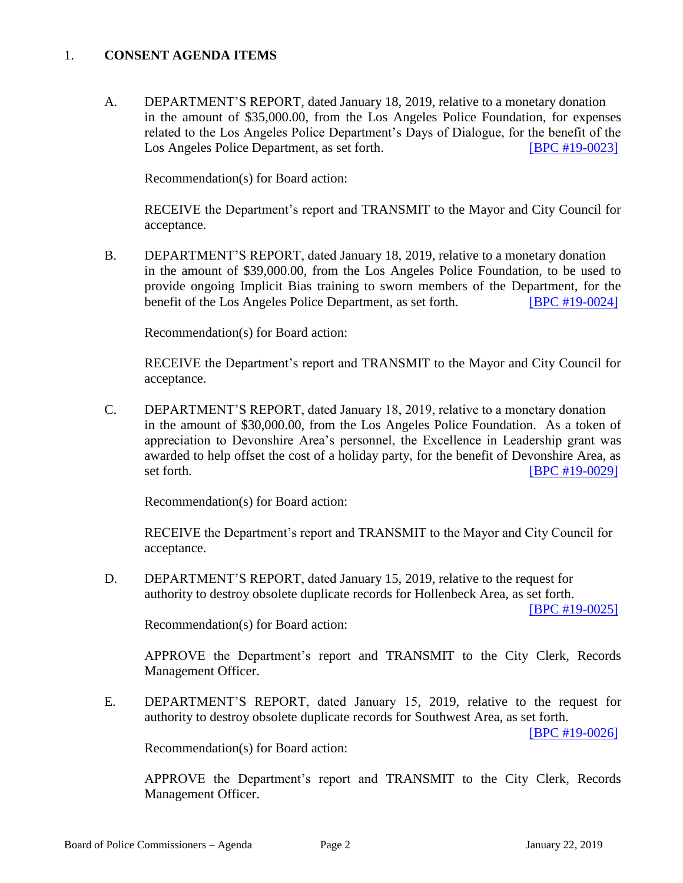1. **CONSENT AGENDA ITEMS**

A. DEPARTMENT'S REPORT, dated January 18, 2019, relative to a monetary donation in the amount of $35,000.00, from the Los Angeles Police Foundation, for expenses related to the Los Angeles Police Department's Days of Dialogue, for the benefit of the Los Angeles Police Department, as set forth. [BPC #19-0023]

Recommendation(s) for Board action:

RECEIVE the Department's report and TRANSMIT to the Mayor and City Council for acceptance.

B. DEPARTMENT'S REPORT, dated January 18, 2019, relative to a monetary donation in the amount of $39,000.00, from the Los Angeles Police Foundation, to be used to provide ongoing Implicit Bias training to sworn members of the Department, for the benefit of the Los Angeles Police Department, as set forth. [BPC #19-0024]

Recommendation(s) for Board action:

RECEIVE the Department's report and TRANSMIT to the Mayor and City Council for acceptance.

C. DEPARTMENT'S REPORT, dated January 18, 2019, relative to a monetary donation in the amount of $30,000.00, from the Los Angeles Police Foundation. As a token of appreciation to Devonshire Area's personnel, the Excellence in Leadership grant was awarded to help offset the cost of a holiday party, for the benefit of Devonshire Area, as set forth. [BPC #19-0029]

Recommendation(s) for Board action:

RECEIVE the Department's report and TRANSMIT to the Mayor and City Council for acceptance.

D. DEPARTMENT'S REPORT, dated January 15, 2019, relative to the request for authority to destroy obsolete duplicate records for Hollenbeck Area, as set forth. [BPC #19-0025]

Recommendation(s) for Board action:

APPROVE the Department's report and TRANSMIT to the City Clerk, Records Management Officer.

E. DEPARTMENT'S REPORT, dated January 15, 2019, relative to the request for authority to destroy obsolete duplicate records for Southwest Area, as set forth. [BPC #19-0026]

Recommendation(s) for Board action:

APPROVE the Department's report and TRANSMIT to the City Clerk, Records Management Officer.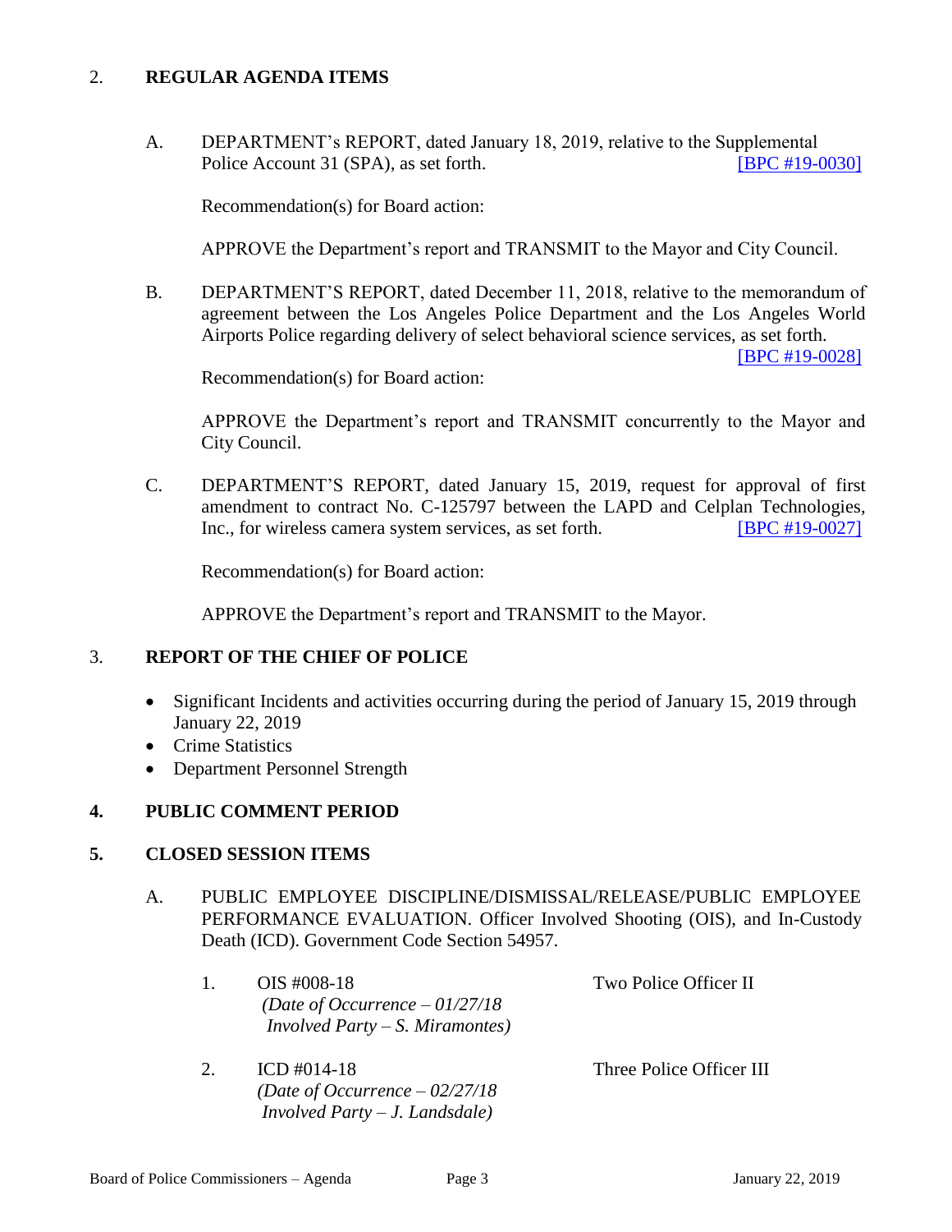## 2. REGULAR AGENDA ITEMS

A. DEPARTMENT's REPORT, dated January 18, 2019, relative to the Supplemental Police Account 31 (SPA), as set forth. [BPC #19-0030]

Recommendation(s) for Board action:

APPROVE the Department's report and TRANSMIT to the Mayor and City Council.

B. DEPARTMENT'S REPORT, dated December 11, 2018, relative to the memorandum of agreement between the Los Angeles Police Department and the Los Angeles World Airports Police regarding delivery of select behavioral science services, as set forth. [BPC #19-0028]

Recommendation(s) for Board action:

APPROVE the Department's report and TRANSMIT concurrently to the Mayor and City Council.

C. DEPARTMENT'S REPORT, dated January 15, 2019, request for approval of first amendment to contract No. C-125797 between the LAPD and Celplan Technologies, Inc., for wireless camera system services, as set forth. [BPC #19-0027]

Recommendation(s) for Board action:

APPROVE the Department's report and TRANSMIT to the Mayor.

## 3. REPORT OF THE CHIEF OF POLICE

- Significant Incidents and activities occurring during the period of January 15, 2019 through January 22, 2019
- Crime Statistics
- Department Personnel Strength

## 4. PUBLIC COMMENT PERIOD

## 5. CLOSED SESSION ITEMS

A. PUBLIC EMPLOYEE DISCIPLINE/DISMISSAL/RELEASE/PUBLIC EMPLOYEE PERFORMANCE EVALUATION. Officer Involved Shooting (OIS), and In-Custody Death (ICD). Government Code Section 54957.

1. OIS #008-18 — Two Police Officer II
   *(Date of Occurrence – 01/27/18*
   *Involved Party – S. Miramontes)*

2. ICD #014-18 — Three Police Officer III
   *(Date of Occurrence – 02/27/18*
   *Involved Party – J. Landsdale)*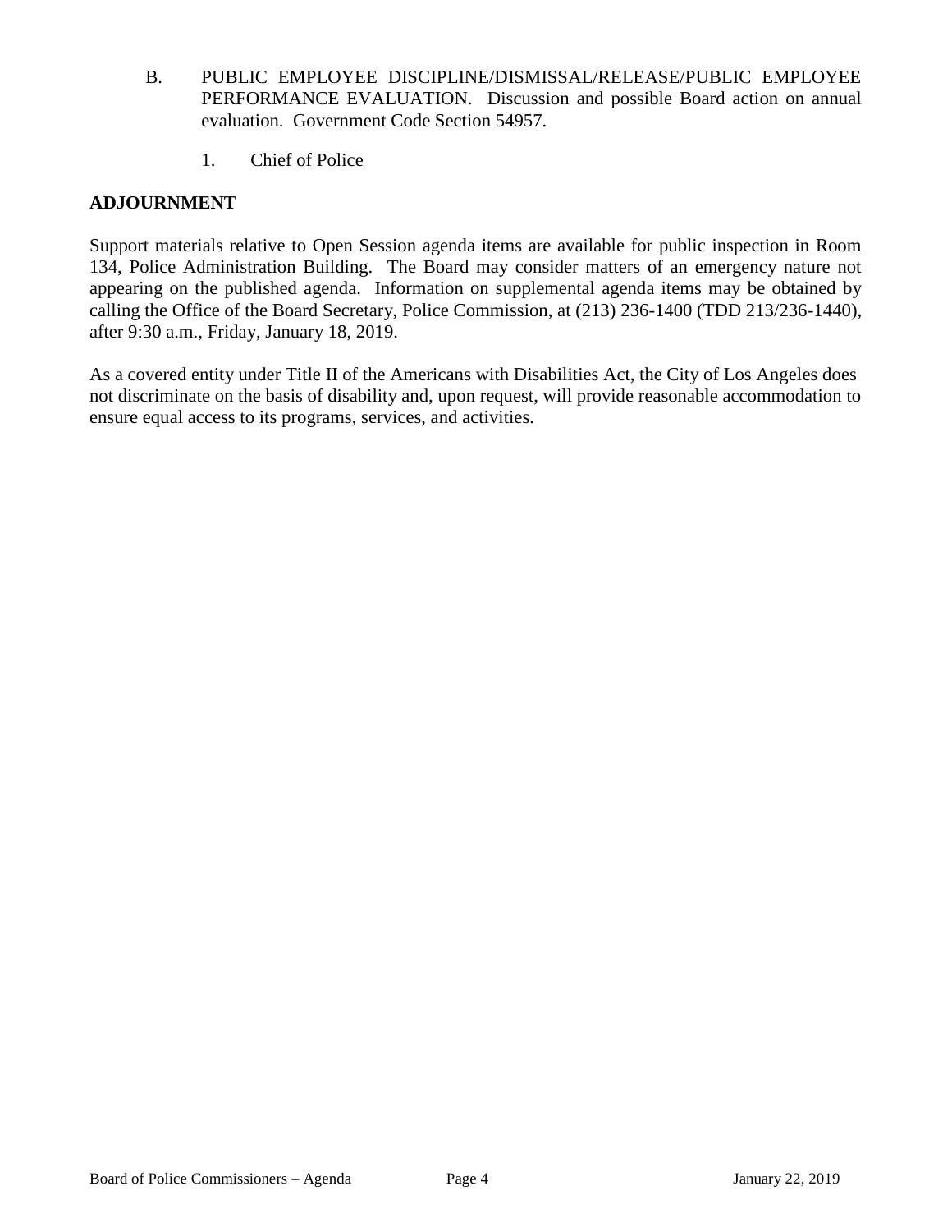B. PUBLIC EMPLOYEE DISCIPLINE/DISMISSAL/RELEASE/PUBLIC EMPLOYEE PERFORMANCE EVALUATION. Discussion and possible Board action on annual evaluation. Government Code Section 54957.

1. Chief of Police

**ADJOURNMENT**

Support materials relative to Open Session agenda items are available for public inspection in Room 134, Police Administration Building. The Board may consider matters of an emergency nature not appearing on the published agenda. Information on supplemental agenda items may be obtained by calling the Office of the Board Secretary, Police Commission, at (213) 236-1400 (TDD 213/236-1440), after 9:30 a.m., Friday, January 18, 2019.

As a covered entity under Title II of the Americans with Disabilities Act, the City of Los Angeles does not discriminate on the basis of disability and, upon request, will provide reasonable accommodation to ensure equal access to its programs, services, and activities.